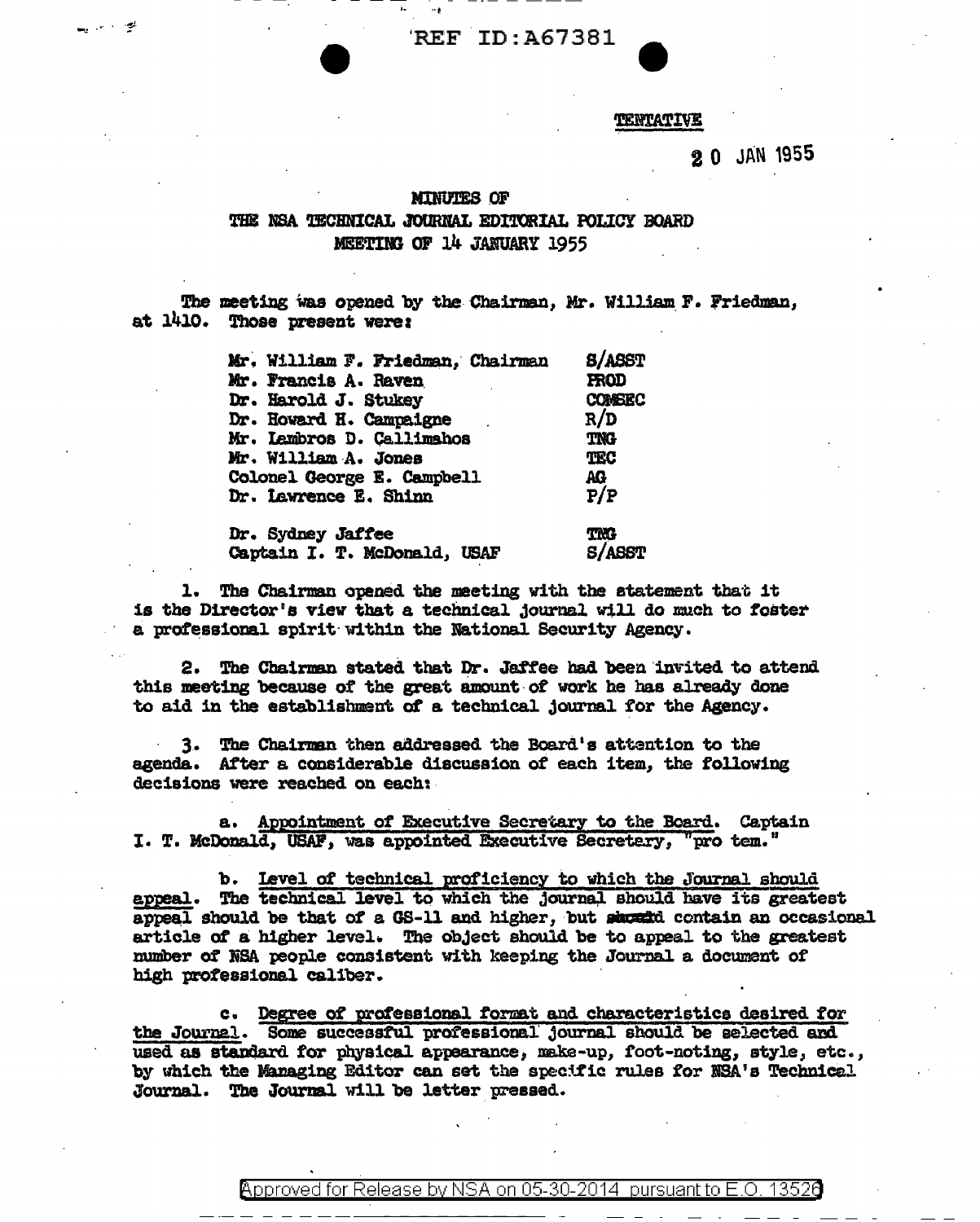REF ID:A67381

TENTATIVE

20 JAN 1955

# MINUTES OF THE NSA TECHNICAL JOURNAL EDITORIAL POLICY BOARD MEETING OF 14 JANUARY 1955

The meeting was opened by the Chairman, Mr. William F. Friedman, at 1410. Those present were:

| | |
|---|---|
| Mr. William F. Friedman, Chairman | S/ASST |
| Mr. Francis A. Raven | PROD |
| Dr. Harold J. Stukey | COMSEC |
| Dr. Howard H. Campaigne | R/D |
| Mr. Lambros D. Callimahos | TNG |
| Mr. William A. Jones | TEC |
| Colonel George E. Campbell | AG |
| Dr. Lawrence E. Shinn | P/P |
| Dr. Sydney Jaffee | TNG |
| Captain I. T. McDonald, USAF | S/ASST |

1. The Chairman opened the meeting with the statement that it is the Director's view that a technical journal will do much to foster a professional spirit within the National Security Agency.

2. The Chairman stated that Dr. Jaffee had been invited to attend this meeting because of the great amount of work he has already done to aid in the establishment of a technical journal for the Agency.

3. The Chairman then addressed the Board's attention to the agenda. After a considerable discussion of each item, the following decisions were reached on each:

   a. Appointment of Executive Secretary to the Board. Captain I. T. McDonald, USAF, was appointed Executive Secretary, "pro tem."

   b. Level of technical proficiency to which the Journal should appeal. The technical level to which the journal should have its greatest appeal should be that of a GS-11 and higher, but should contain an occasional article of a higher level. The object should be to appeal to the greatest number of NSA people consistent with keeping the Journal a document of high professional caliber.

   c. Degree of professional format and characteristics desired for the Journal. Some successful professional journal should be selected and used as standard for physical appearance, make-up, foot-noting, style, etc., by which the Managing Editor can set the specific rules for NSA's Technical Journal. The Journal will be letter pressed.

Approved for Release by NSA on 05-30-2014 pursuant to E.O. 13526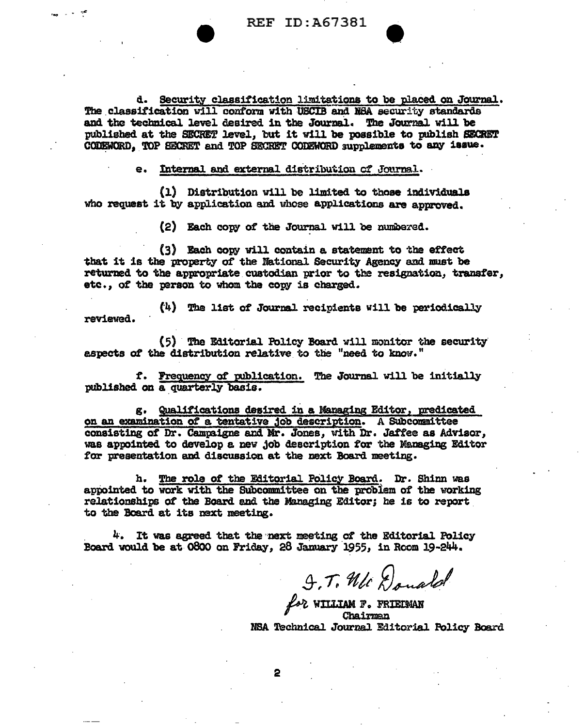REF ID:A67381

d. <u>Security classification limitations to be placed on Journal.</u> The classification will conform with USCIB and NSA security standards and the technical level desired in the Journal. The Journal will be published at the SECRET level, but it will be possible to publish SECRET CODEWORD, TOP SECRET and TOP SECRET CODEWORD supplements to any issue.

e. <u>Internal and external distribution of Journal.</u>

(1) Distribution will be limited to those individuals who request it by application and whose applications are approved.

(2) Each copy of the Journal will be numbered.

(3) Each copy will contain a statement to the effect that it is the property of the National Security Agency and must be returned to the appropriate custodian prior to the resignation, transfer, etc., of the person to whom the copy is charged.

(4) The list of Journal recipients will be periodically reviewed.

(5) The Editorial Policy Board will monitor the security aspects of the distribution relative to the "need to know."

f. <u>Frequency of publication.</u> The Journal will be initially published on a quarterly basis.

g. <u>Qualifications desired in a Managing Editor, predicated on an examination of a tentative job description.</u> A Subcommittee consisting of Dr. Campaigne and Mr. Jones, with Dr. Jaffee as Advisor, was appointed to develop a new job description for the Managing Editor for presentation and discussion at the next Board meeting.

h. <u>The role of the Editorial Policy Board.</u> Dr. Shinn was appointed to work with the Subcommittee on the problem of the working relationships of the Board and the Managing Editor; he is to report to the Board at its next meeting.

4. It was agreed that the next meeting of the Editorial Policy Board would be at 0800 on Friday, 28 January 1955, in Room 19-244.

J. T. McDonald
for WILLIAM F. FRIEDMAN
Chairman
NSA Technical Journal Editorial Policy Board